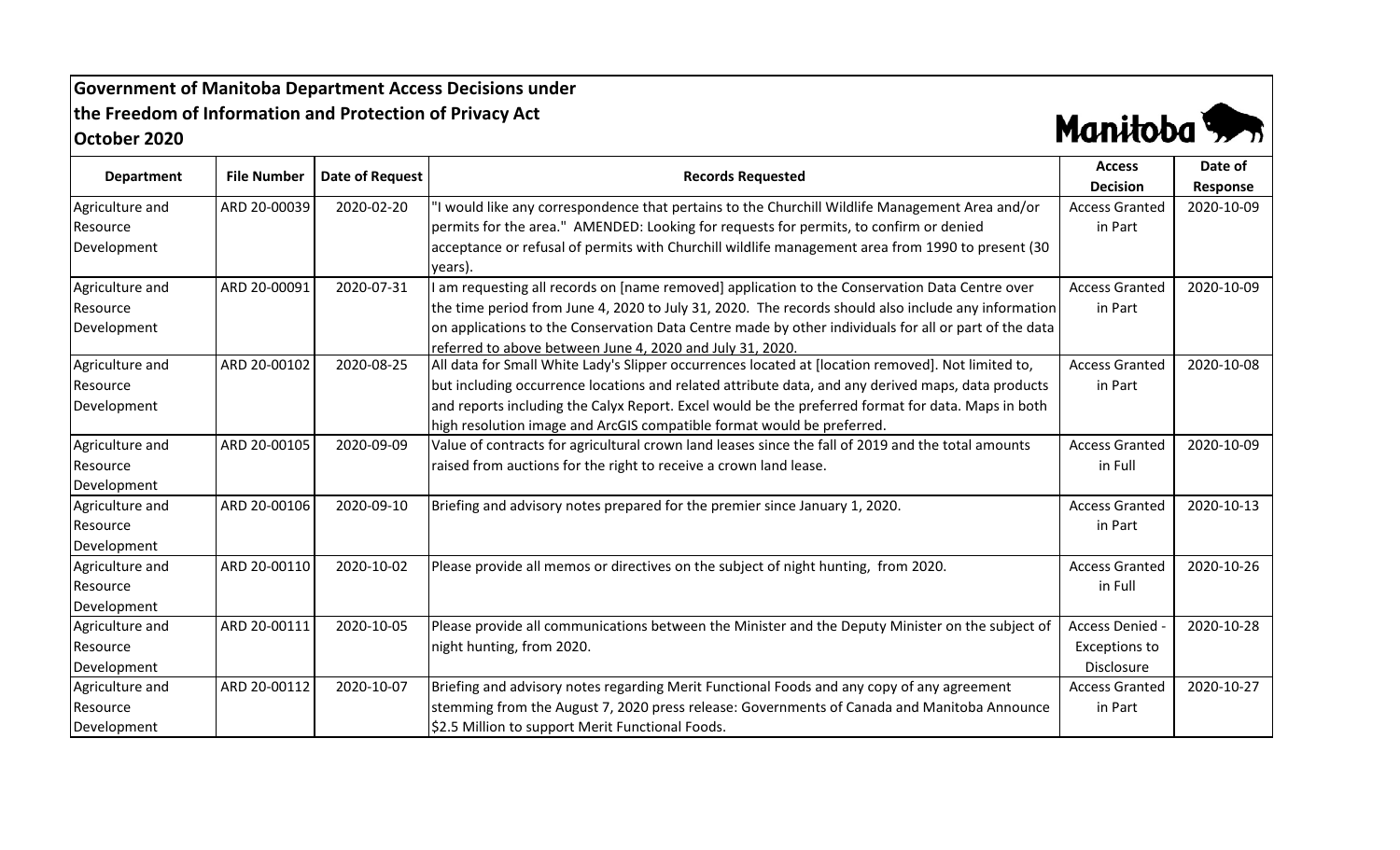# Government of Manitoba Department Access Decisions under the Freedom of Information and Protection of Privacy Act

## October 2020

| Department | File Number | Date of Request | Records Requested | Access Decision | Date of Response |
|---|---|---|---|---|---|
| Agriculture and Resource Development | ARD 20-00039 | 2020-02-20 | "I would like any correspondence that pertains to the Churchill Wildlife Management Area and/or permits for the area." AMENDED: Looking for requests for permits, to confirm or denied acceptance or refusal of permits with Churchill wildlife management area from 1990 to present (30 years). | Access Granted in Part | 2020-10-09 |
| Agriculture and Resource Development | ARD 20-00091 | 2020-07-31 | I am requesting all records on [name removed] application to the Conservation Data Centre over the time period from June 4, 2020 to July 31, 2020. The records should also include any information on applications to the Conservation Data Centre made by other individuals for all or part of the data referred to above between June 4, 2020 and July 31, 2020. | Access Granted in Part | 2020-10-09 |
| Agriculture and Resource Development | ARD 20-00102 | 2020-08-25 | All data for Small White Lady's Slipper occurrences located at [location removed]. Not limited to, but including occurrence locations and related attribute data, and any derived maps, data products and reports including the Calyx Report. Excel would be the preferred format for data. Maps in both high resolution image and ArcGIS compatible format would be preferred. | Access Granted in Part | 2020-10-08 |
| Agriculture and Resource Development | ARD 20-00105 | 2020-09-09 | Value of contracts for agricultural crown land leases since the fall of 2019 and the total amounts raised from auctions for the right to receive a crown land lease. | Access Granted in Full | 2020-10-09 |
| Agriculture and Resource Development | ARD 20-00106 | 2020-09-10 | Briefing and advisory notes prepared for the premier since January 1, 2020. | Access Granted in Part | 2020-10-13 |
| Agriculture and Resource Development | ARD 20-00110 | 2020-10-02 | Please provide all memos or directives on the subject of night hunting, from 2020. | Access Granted in Full | 2020-10-26 |
| Agriculture and Resource Development | ARD 20-00111 | 2020-10-05 | Please provide all communications between the Minister and the Deputy Minister on the subject of night hunting, from 2020. | Access Denied - Exceptions to Disclosure | 2020-10-28 |
| Agriculture and Resource Development | ARD 20-00112 | 2020-10-07 | Briefing and advisory notes regarding Merit Functional Foods and any copy of any agreement stemming from the August 7, 2020 press release: Governments of Canada and Manitoba Announce $2.5 Million to support Merit Functional Foods. | Access Granted in Part | 2020-10-27 |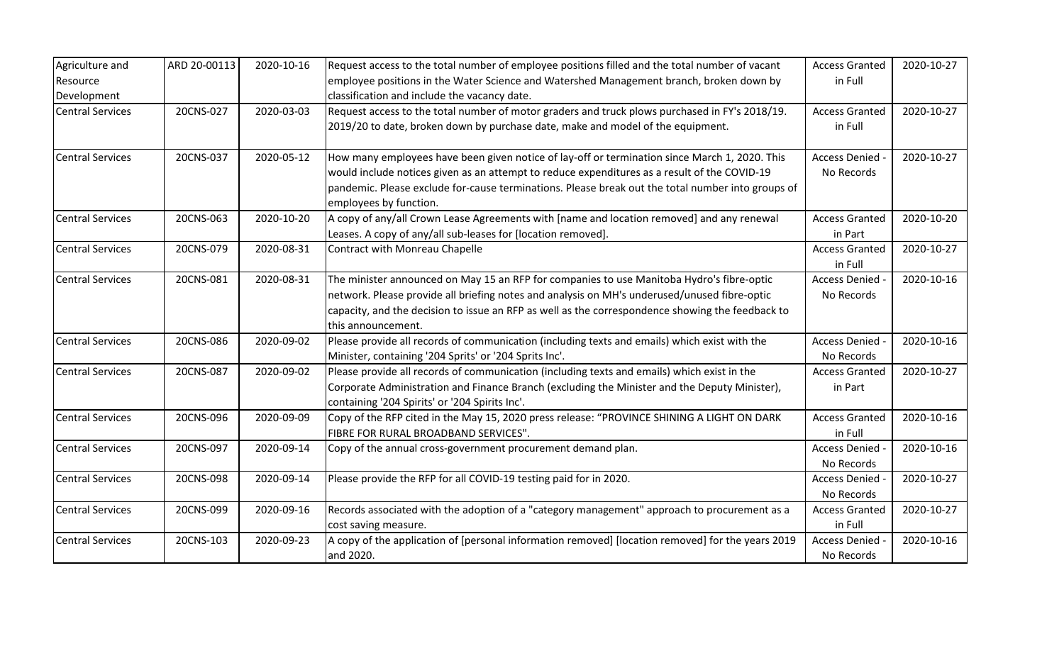| | | | | | |
|---|---|---|---|---|---|
| Agriculture and Resource Development | ARD 20-00113 | 2020-10-16 | Request access to the total number of employee positions filled and the total number of vacant employee positions in the Water Science and Watershed Management branch, broken down by classification and include the vacancy date. | Access Granted in Full | 2020-10-27 |
| Central Services | 20CNS-027 | 2020-03-03 | Request access to the total number of motor graders and truck plows purchased in FY's 2018/19. 2019/20 to date, broken down by purchase date, make and model of the equipment. | Access Granted in Full | 2020-10-27 |
| Central Services | 20CNS-037 | 2020-05-12 | How many employees have been given notice of lay-off or termination since March 1, 2020. This would include notices given as an attempt to reduce expenditures as a result of the COVID-19 pandemic. Please exclude for-cause terminations. Please break out the total number into groups of employees by function. | Access Denied - No Records | 2020-10-27 |
| Central Services | 20CNS-063 | 2020-10-20 | A copy of any/all Crown Lease Agreements with [name and location removed] and any renewal Leases. A copy of any/all sub-leases for [location removed]. | Access Granted in Part | 2020-10-20 |
| Central Services | 20CNS-079 | 2020-08-31 | Contract with Monreau Chapelle | Access Granted in Full | 2020-10-27 |
| Central Services | 20CNS-081 | 2020-08-31 | The minister announced on May 15 an RFP for companies to use Manitoba Hydro's fibre-optic network. Please provide all briefing notes and analysis on MH's underused/unused fibre-optic capacity, and the decision to issue an RFP as well as the correspondence showing the feedback to this announcement. | Access Denied - No Records | 2020-10-16 |
| Central Services | 20CNS-086 | 2020-09-02 | Please provide all records of communication (including texts and emails) which exist with the Minister, containing '204 Sprits' or '204 Sprits Inc'. | Access Denied - No Records | 2020-10-16 |
| Central Services | 20CNS-087 | 2020-09-02 | Please provide all records of communication (including texts and emails) which exist in the Corporate Administration and Finance Branch (excluding the Minister and the Deputy Minister), containing '204 Spirits' or '204 Spirits Inc'. | Access Granted in Part | 2020-10-27 |
| Central Services | 20CNS-096 | 2020-09-09 | Copy of the RFP cited in the May 15, 2020 press release: "PROVINCE SHINING A LIGHT ON DARK FIBRE FOR RURAL BROADBAND SERVICES". | Access Granted in Full | 2020-10-16 |
| Central Services | 20CNS-097 | 2020-09-14 | Copy of the annual cross-government procurement demand plan. | Access Denied - No Records | 2020-10-16 |
| Central Services | 20CNS-098 | 2020-09-14 | Please provide the RFP for all COVID-19 testing paid for in 2020. | Access Denied - No Records | 2020-10-27 |
| Central Services | 20CNS-099 | 2020-09-16 | Records associated with the adoption of a "category management" approach to procurement as a cost saving measure. | Access Granted in Full | 2020-10-27 |
| Central Services | 20CNS-103 | 2020-09-23 | A copy of the application of [personal information removed] [location removed] for the years 2019 and 2020. | Access Denied - No Records | 2020-10-16 |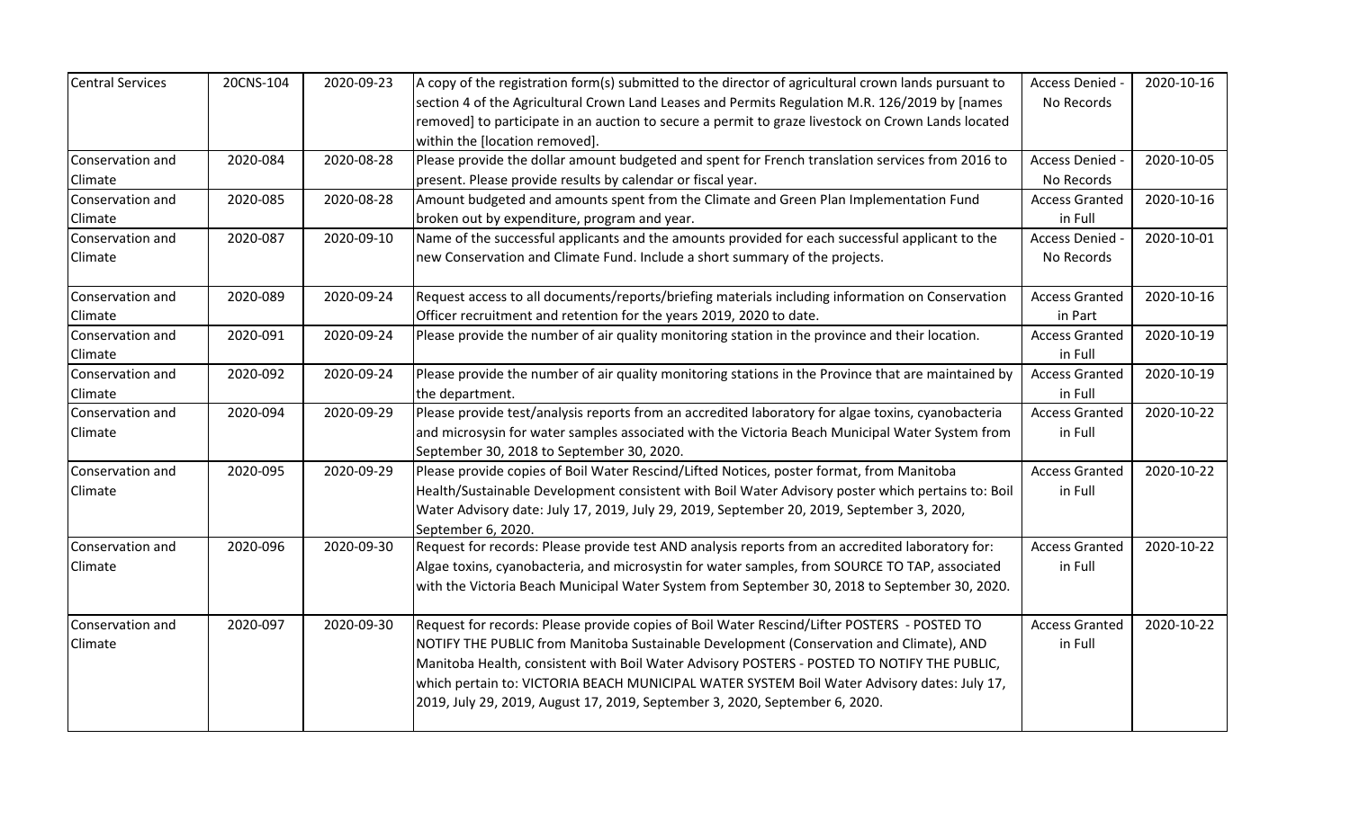| Central Services | 20CNS-104 | 2020-09-23 | A copy of the registration form(s) submitted to the director of agricultural crown lands pursuant to section 4 of the Agricultural Crown Land Leases and Permits Regulation M.R. 126/2019 by [names removed] to participate in an auction to secure a permit to graze livestock on Crown Lands located within the [location removed]. | Access Denied - No Records | 2020-10-16 |
|---|---|---|---|---|---|
| Conservation and Climate | 2020-084 | 2020-08-28 | Please provide the dollar amount budgeted and spent for French translation services from 2016 to present. Please provide results by calendar or fiscal year. | Access Denied - No Records | 2020-10-05 |
| Conservation and Climate | 2020-085 | 2020-08-28 | Amount budgeted and amounts spent from the Climate and Green Plan Implementation Fund broken out by expenditure, program and year. | Access Granted in Full | 2020-10-16 |
| Conservation and Climate | 2020-087 | 2020-09-10 | Name of the successful applicants and the amounts provided for each successful applicant to the new Conservation and Climate Fund. Include a short summary of the projects. | Access Denied - No Records | 2020-10-01 |
| Conservation and Climate | 2020-089 | 2020-09-24 | Request access to all documents/reports/briefing materials including information on Conservation Officer recruitment and retention for the years 2019, 2020 to date. | Access Granted in Part | 2020-10-16 |
| Conservation and Climate | 2020-091 | 2020-09-24 | Please provide the number of air quality monitoring station in the province and their location. | Access Granted in Full | 2020-10-19 |
| Conservation and Climate | 2020-092 | 2020-09-24 | Please provide the number of air quality monitoring stations in the Province that are maintained by the department. | Access Granted in Full | 2020-10-19 |
| Conservation and Climate | 2020-094 | 2020-09-29 | Please provide test/analysis reports from an accredited laboratory for algae toxins, cyanobacteria and microsysin for water samples associated with the Victoria Beach Municipal Water System from September 30, 2018 to September 30, 2020. | Access Granted in Full | 2020-10-22 |
| Conservation and Climate | 2020-095 | 2020-09-29 | Please provide copies of Boil Water Rescind/Lifted Notices, poster format, from Manitoba Health/Sustainable Development consistent with Boil Water Advisory poster which pertains to: Boil Water Advisory date: July 17, 2019, July 29, 2019, September 20, 2019, September 3, 2020, September 6, 2020. | Access Granted in Full | 2020-10-22 |
| Conservation and Climate | 2020-096 | 2020-09-30 | Request for records: Please provide test AND analysis reports from an accredited laboratory for: Algae toxins, cyanobacteria, and microsystin for water samples, from SOURCE TO TAP, associated with the Victoria Beach Municipal Water System from September 30, 2018 to September 30, 2020. | Access Granted in Full | 2020-10-22 |
| Conservation and Climate | 2020-097 | 2020-09-30 | Request for records: Please provide copies of Boil Water Rescind/Lifter POSTERS - POSTED TO NOTIFY THE PUBLIC from Manitoba Sustainable Development (Conservation and Climate), AND Manitoba Health, consistent with Boil Water Advisory POSTERS - POSTED TO NOTIFY THE PUBLIC, which pertain to: VICTORIA BEACH MUNICIPAL WATER SYSTEM Boil Water Advisory dates: July 17, 2019, July 29, 2019, August 17, 2019, September 3, 2020, September 6, 2020. | Access Granted in Full | 2020-10-22 |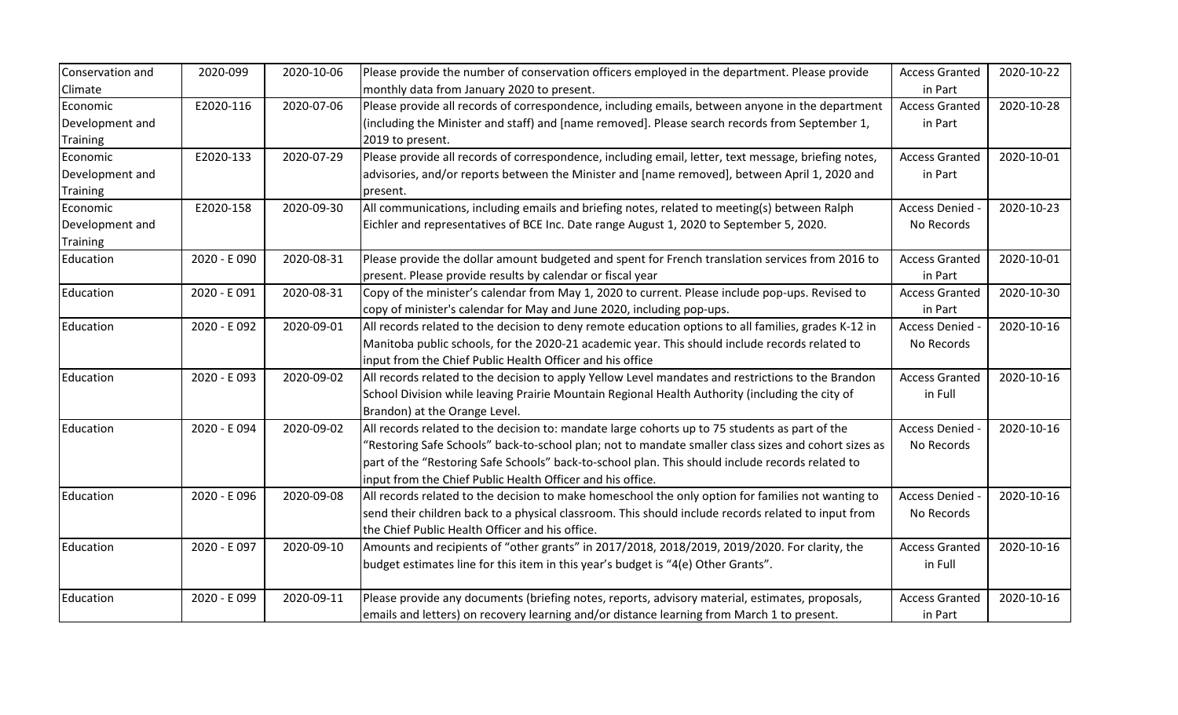| Conservation and Climate | 2020-099 | 2020-10-06 | Please provide the number of conservation officers employed in the department. Please provide monthly data from January 2020 to present. | Access Granted in Part | 2020-10-22 |
|---|---|---|---|---|---|
| Economic Development and Training | E2020-116 | 2020-07-06 | Please provide all records of correspondence, including emails, between anyone in the department (including the Minister and staff) and [name removed]. Please search records from September 1, 2019 to present. | Access Granted in Part | 2020-10-28 |
| Economic Development and Training | E2020-133 | 2020-07-29 | Please provide all records of correspondence, including email, letter, text message, briefing notes, advisories, and/or reports between the Minister and [name removed], between April 1, 2020 and present. | Access Granted in Part | 2020-10-01 |
| Economic Development and Training | E2020-158 | 2020-09-30 | All communications, including emails and briefing notes, related to meeting(s) between Ralph Eichler and representatives of BCE Inc. Date range August 1, 2020 to September 5, 2020. | Access Denied - No Records | 2020-10-23 |
| Education | 2020 - E 090 | 2020-08-31 | Please provide the dollar amount budgeted and spent for French translation services from 2016 to present. Please provide results by calendar or fiscal year | Access Granted in Part | 2020-10-01 |
| Education | 2020 - E 091 | 2020-08-31 | Copy of the minister's calendar from May 1, 2020 to current. Please include pop-ups. Revised to copy of minister's calendar for May and June 2020, including pop-ups. | Access Granted in Part | 2020-10-30 |
| Education | 2020 - E 092 | 2020-09-01 | All records related to the decision to deny remote education options to all families, grades K-12 in Manitoba public schools, for the 2020-21 academic year. This should include records related to input from the Chief Public Health Officer and his office | Access Denied - No Records | 2020-10-16 |
| Education | 2020 - E 093 | 2020-09-02 | All records related to the decision to apply Yellow Level mandates and restrictions to the Brandon School Division while leaving Prairie Mountain Regional Health Authority (including the city of Brandon) at the Orange Level. | Access Granted in Full | 2020-10-16 |
| Education | 2020 - E 094 | 2020-09-02 | All records related to the decision to: mandate large cohorts up to 75 students as part of the "Restoring Safe Schools" back-to-school plan; not to mandate smaller class sizes and cohort sizes as part of the "Restoring Safe Schools" back-to-school plan. This should include records related to input from the Chief Public Health Officer and his office. | Access Denied - No Records | 2020-10-16 |
| Education | 2020 - E 096 | 2020-09-08 | All records related to the decision to make homeschool the only option for families not wanting to send their children back to a physical classroom. This should include records related to input from the Chief Public Health Officer and his office. | Access Denied - No Records | 2020-10-16 |
| Education | 2020 - E 097 | 2020-09-10 | Amounts and recipients of "other grants" in 2017/2018, 2018/2019, 2019/2020. For clarity, the budget estimates line for this item in this year's budget is "4(e) Other Grants". | Access Granted in Full | 2020-10-16 |
| Education | 2020 - E 099 | 2020-09-11 | Please provide any documents (briefing notes, reports, advisory material, estimates, proposals, emails and letters) on recovery learning and/or distance learning from March 1 to present. | Access Granted in Part | 2020-10-16 |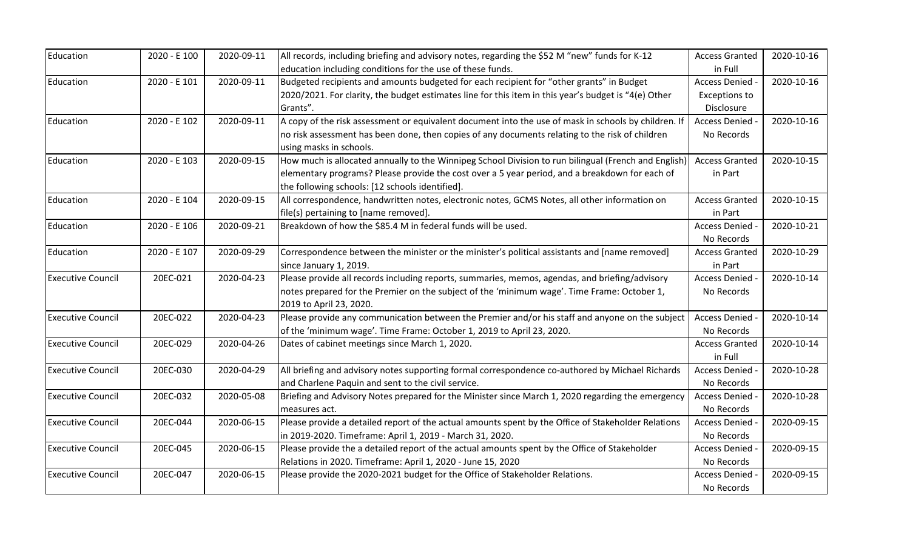| | | | | | |
|---|---|---|---|---|---|
| Education | 2020 - E 100 | 2020-09-11 | All records, including briefing and advisory notes, regarding the $52 M "new" funds for K-12 education including conditions for the use of these funds. | Access Granted in Full | 2020-10-16 |
| Education | 2020 - E 101 | 2020-09-11 | Budgeted recipients and amounts budgeted for each recipient for "other grants" in Budget 2020/2021. For clarity, the budget estimates line for this item in this year's budget is "4(e) Other Grants". | Access Denied - Exceptions to Disclosure | 2020-10-16 |
| Education | 2020 - E 102 | 2020-09-11 | A copy of the risk assessment or equivalent document into the use of mask in schools by children. If no risk assessment has been done, then copies of any documents relating to the risk of children using masks in schools. | Access Denied - No Records | 2020-10-16 |
| Education | 2020 - E 103 | 2020-09-15 | How much is allocated annually to the Winnipeg School Division to run bilingual (French and English) elementary programs? Please provide the cost over a 5 year period, and a breakdown for each of the following schools: [12 schools identified]. | Access Granted in Part | 2020-10-15 |
| Education | 2020 - E 104 | 2020-09-15 | All correspondence, handwritten notes, electronic notes, GCMS Notes, all other information on file(s) pertaining to [name removed]. | Access Granted in Part | 2020-10-15 |
| Education | 2020 - E 106 | 2020-09-21 | Breakdown of how the $85.4 M in federal funds will be used. | Access Denied - No Records | 2020-10-21 |
| Education | 2020 - E 107 | 2020-09-29 | Correspondence between the minister or the minister's political assistants and [name removed] since January 1, 2019. | Access Granted in Part | 2020-10-29 |
| Executive Council | 20EC-021 | 2020-04-23 | Please provide all records including reports, summaries, memos, agendas, and briefing/advisory notes prepared for the Premier on the subject of the 'minimum wage'. Time Frame: October 1, 2019 to April 23, 2020. | Access Denied - No Records | 2020-10-14 |
| Executive Council | 20EC-022 | 2020-04-23 | Please provide any communication between the Premier and/or his staff and anyone on the subject of the 'minimum wage'. Time Frame: October 1, 2019 to April 23, 2020. | Access Denied - No Records | 2020-10-14 |
| Executive Council | 20EC-029 | 2020-04-26 | Dates of cabinet meetings since March 1, 2020. | Access Granted in Full | 2020-10-14 |
| Executive Council | 20EC-030 | 2020-04-29 | All briefing and advisory notes supporting formal correspondence co-authored by Michael Richards and Charlene Paquin and sent to the civil service. | Access Denied - No Records | 2020-10-28 |
| Executive Council | 20EC-032 | 2020-05-08 | Briefing and Advisory Notes prepared for the Minister since March 1, 2020 regarding the emergency measures act. | Access Denied - No Records | 2020-10-28 |
| Executive Council | 20EC-044 | 2020-06-15 | Please provide a detailed report of the actual amounts spent by the Office of Stakeholder Relations in 2019-2020. Timeframe: April 1, 2019 - March 31, 2020. | Access Denied - No Records | 2020-09-15 |
| Executive Council | 20EC-045 | 2020-06-15 | Please provide the a detailed report of the actual amounts spent by the Office of Stakeholder Relations in 2020. Timeframe: April 1, 2020 - June 15, 2020 | Access Denied - No Records | 2020-09-15 |
| Executive Council | 20EC-047 | 2020-06-15 | Please provide the 2020-2021 budget for the Office of Stakeholder Relations. | Access Denied - No Records | 2020-09-15 |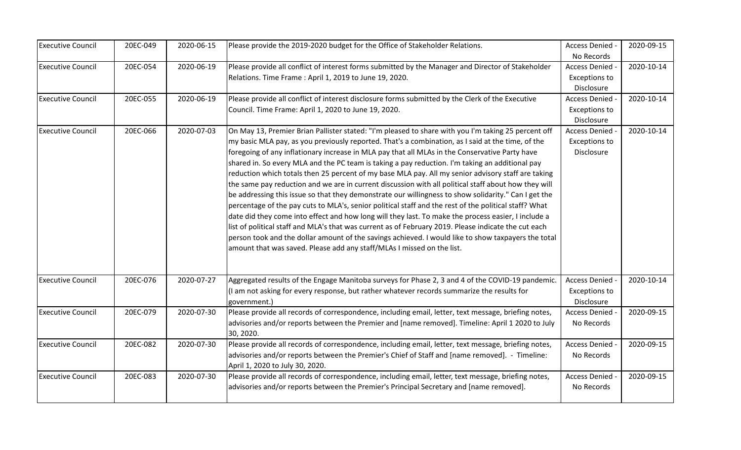| Executive Council | 20EC-049 | 2020-06-15 | Please provide the 2019-2020 budget for the Office of Stakeholder Relations. | Access Denied - No Records | 2020-09-15 |
|---|---|---|---|---|---|
| Executive Council | 20EC-054 | 2020-06-19 | Please provide all conflict of interest forms submitted by the Manager and Director of Stakeholder Relations. Time Frame : April 1, 2019 to June 19, 2020. | Access Denied - Exceptions to Disclosure | 2020-10-14 |
| Executive Council | 20EC-055 | 2020-06-19 | Please provide all conflict of interest disclosure forms submitted by the Clerk of the Executive Council. Time Frame: April 1, 2020 to June 19, 2020. | Access Denied - Exceptions to Disclosure | 2020-10-14 |
| Executive Council | 20EC-066 | 2020-07-03 | On May 13, Premier Brian Pallister stated: "I'm pleased to share with you I'm taking 25 percent off my basic MLA pay, as you previously reported. That's a combination, as I said at the time, of the foregoing of any inflationary increase in MLA pay that all MLAs in the Conservative Party have shared in. So every MLA and the PC team is taking a pay reduction. I'm taking an additional pay reduction which totals then 25 percent of my base MLA pay. All my senior advisory staff are taking the same pay reduction and we are in current discussion with all political staff about how they will be addressing this issue so that they demonstrate our willingness to show solidarity." Can I get the percentage of the pay cuts to MLA's, senior political staff and the rest of the political staff? What date did they come into effect and how long will they last. To make the process easier, I include a list of political staff and MLA's that was current as of February 2019. Please indicate the cut each person took and the dollar amount of the savings achieved. I would like to show taxpayers the total amount that was saved. Please add any staff/MLAs I missed on the list. | Access Denied - Exceptions to Disclosure | 2020-10-14 |
| Executive Council | 20EC-076 | 2020-07-27 | Aggregated results of the Engage Manitoba surveys for Phase 2, 3 and 4 of the COVID-19 pandemic. (I am not asking for every response, but rather whatever records summarize the results for government.) | Access Denied - Exceptions to Disclosure | 2020-10-14 |
| Executive Council | 20EC-079 | 2020-07-30 | Please provide all records of correspondence, including email, letter, text message, briefing notes, advisories and/or reports between the Premier and [name removed]. Timeline: April 1 2020 to July 30, 2020. | Access Denied - No Records | 2020-09-15 |
| Executive Council | 20EC-082 | 2020-07-30 | Please provide all records of correspondence, including email, letter, text message, briefing notes, advisories and/or reports between the Premier's Chief of Staff and [name removed]. - Timeline: April 1, 2020 to July 30, 2020. | Access Denied - No Records | 2020-09-15 |
| Executive Council | 20EC-083 | 2020-07-30 | Please provide all records of correspondence, including email, letter, text message, briefing notes, advisories and/or reports between the Premier's Principal Secretary and [name removed]. | Access Denied - No Records | 2020-09-15 |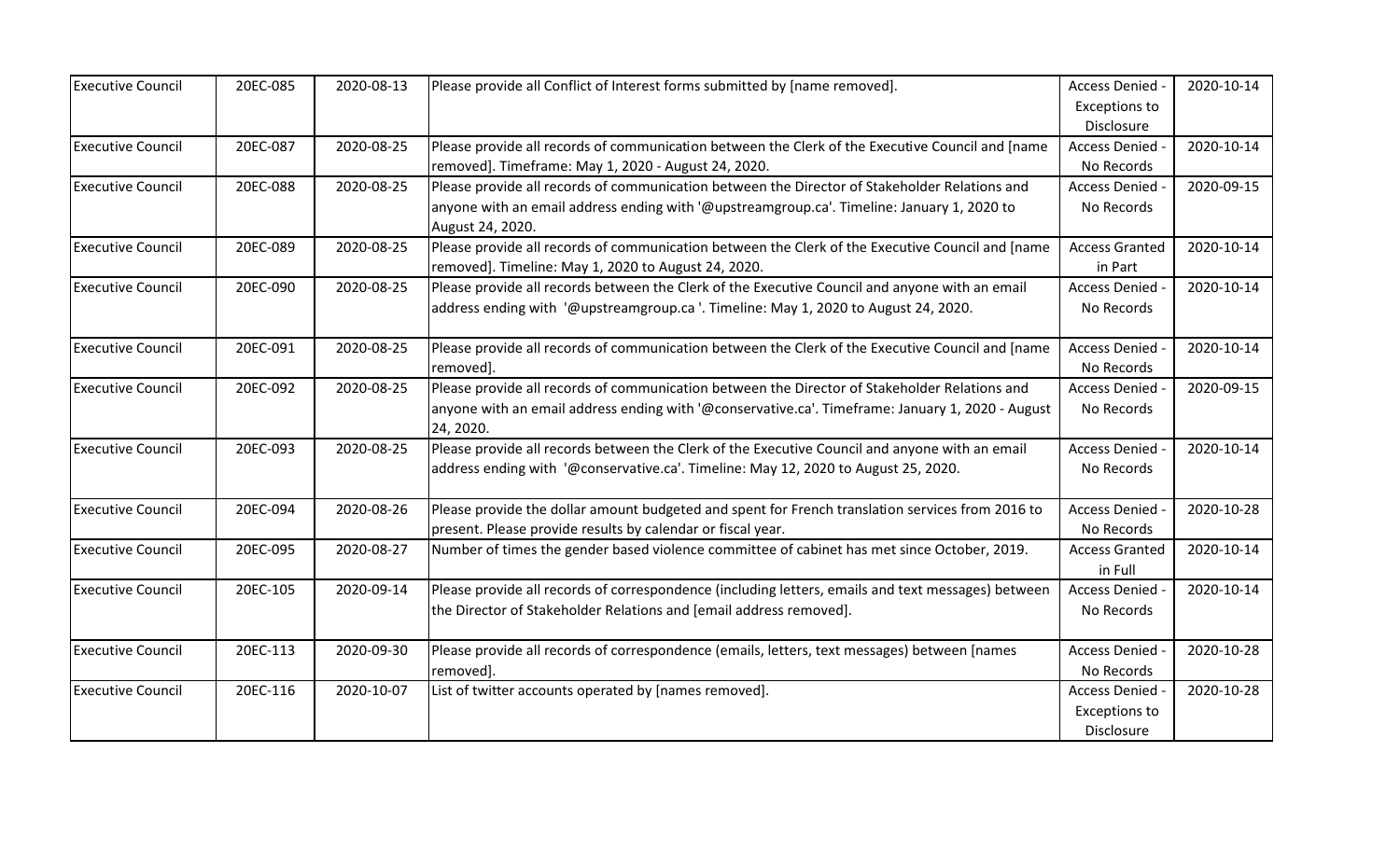| Executive Council | 20EC-085 | 2020-08-13 | Please provide all Conflict of Interest forms submitted by [name removed]. | Access Denied - Exceptions to Disclosure | 2020-10-14 |
|---|---|---|---|---|---|
| Executive Council | 20EC-087 | 2020-08-25 | Please provide all records of communication between the Clerk of the Executive Council and [name removed]. Timeframe: May 1, 2020 - August 24, 2020. | Access Denied - No Records | 2020-10-14 |
| Executive Council | 20EC-088 | 2020-08-25 | Please provide all records of communication between the Director of Stakeholder Relations and anyone with an email address ending with '@upstreamgroup.ca'. Timeline: January 1, 2020 to August 24, 2020. | Access Denied - No Records | 2020-09-15 |
| Executive Council | 20EC-089 | 2020-08-25 | Please provide all records of communication between the Clerk of the Executive Council and [name removed]. Timeline: May 1, 2020 to August 24, 2020. | Access Granted in Part | 2020-10-14 |
| Executive Council | 20EC-090 | 2020-08-25 | Please provide all records between the Clerk of the Executive Council and anyone with an email address ending with '@upstreamgroup.ca '. Timeline: May 1, 2020 to August 24, 2020. | Access Denied - No Records | 2020-10-14 |
| Executive Council | 20EC-091 | 2020-08-25 | Please provide all records of communication between the Clerk of the Executive Council and [name removed]. | Access Denied - No Records | 2020-10-14 |
| Executive Council | 20EC-092 | 2020-08-25 | Please provide all records of communication between the Director of Stakeholder Relations and anyone with an email address ending with '@conservative.ca'. Timeframe: January 1, 2020 - August 24, 2020. | Access Denied - No Records | 2020-09-15 |
| Executive Council | 20EC-093 | 2020-08-25 | Please provide all records between the Clerk of the Executive Council and anyone with an email address ending with '@conservative.ca'. Timeline: May 12, 2020 to August 25, 2020. | Access Denied - No Records | 2020-10-14 |
| Executive Council | 20EC-094 | 2020-08-26 | Please provide the dollar amount budgeted and spent for French translation services from 2016 to present. Please provide results by calendar or fiscal year. | Access Denied - No Records | 2020-10-28 |
| Executive Council | 20EC-095 | 2020-08-27 | Number of times the gender based violence committee of cabinet has met since October, 2019. | Access Granted in Full | 2020-10-14 |
| Executive Council | 20EC-105 | 2020-09-14 | Please provide all records of correspondence (including letters, emails and text messages) between the Director of Stakeholder Relations and [email address removed]. | Access Denied - No Records | 2020-10-14 |
| Executive Council | 20EC-113 | 2020-09-30 | Please provide all records of correspondence (emails, letters, text messages) between [names removed]. | Access Denied - No Records | 2020-10-28 |
| Executive Council | 20EC-116 | 2020-10-07 | List of twitter accounts operated by [names removed]. | Access Denied - Exceptions to Disclosure | 2020-10-28 |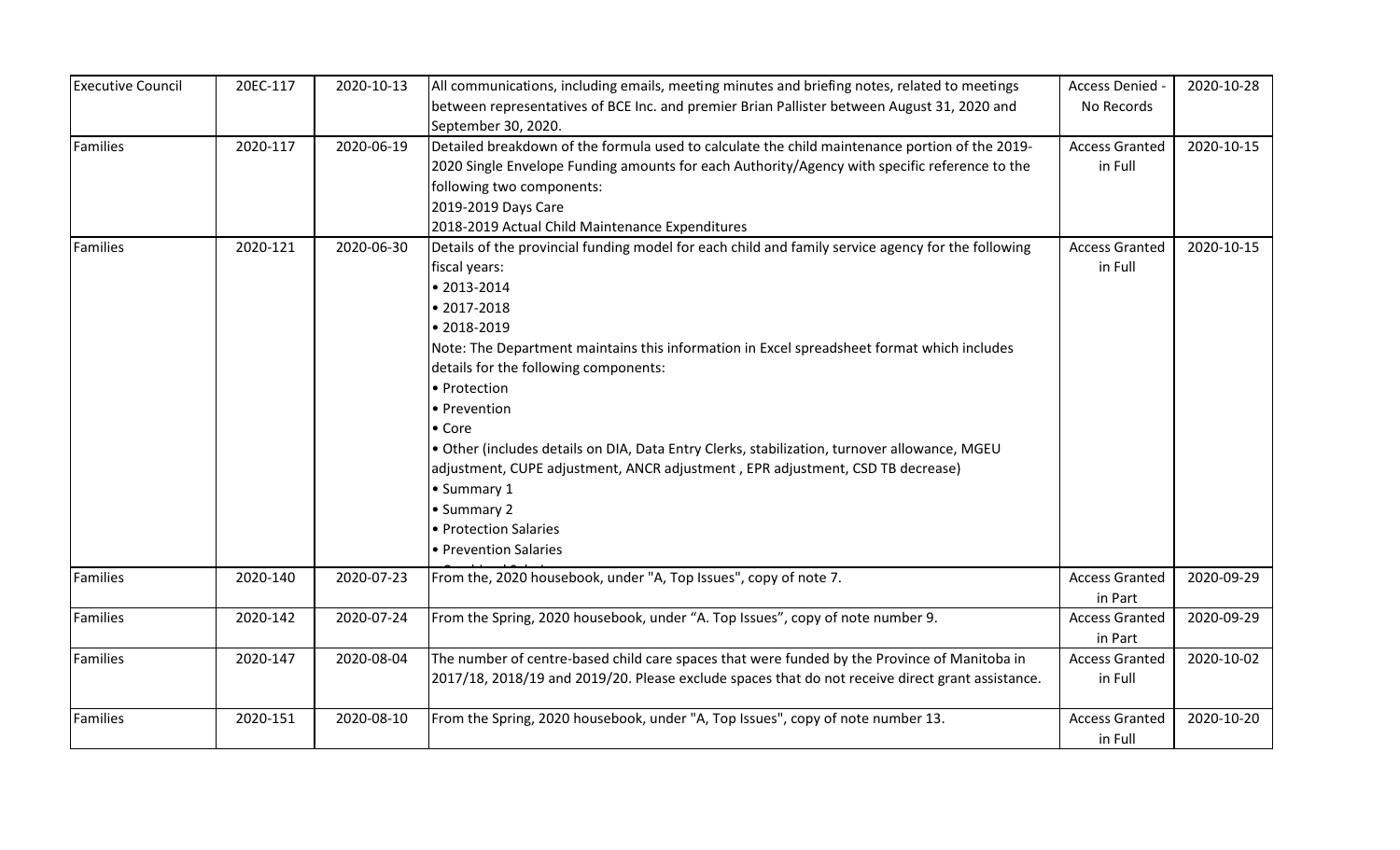| Executive Council | 20EC-117 | 2020-10-13 | All communications, including emails, meeting minutes and briefing notes, related to meetings between representatives of BCE Inc. and premier Brian Pallister between August 31, 2020 and September 30, 2020. | Access Denied - No Records | 2020-10-28 |
|---|---|---|---|---|---|
| Families | 2020-117 | 2020-06-19 | Detailed breakdown of the formula used to calculate the child maintenance portion of the 2019-2020 Single Envelope Funding amounts for each Authority/Agency with specific reference to the following two components:<br>2019-2019 Days Care<br>2018-2019 Actual Child Maintenance Expenditures | Access Granted in Full | 2020-10-15 |
| Families | 2020-121 | 2020-06-30 | Details of the provincial funding model for each child and family service agency for the following fiscal years:<br>• 2013-2014<br>• 2017-2018<br>• 2018-2019<br>Note: The Department maintains this information in Excel spreadsheet format which includes details for the following components:<br>• Protection<br>• Prevention<br>• Core<br>• Other (includes details on DIA, Data Entry Clerks, stabilization, turnover allowance, MGEU adjustment, CUPE adjustment, ANCR adjustment , EPR adjustment, CSD TB decrease)<br>• Summary 1<br>• Summary 2<br>• Protection Salaries<br>• Prevention Salaries | Access Granted in Full | 2020-10-15 |
| Families | 2020-140 | 2020-07-23 | From the, 2020 housebook, under "A, Top Issues", copy of note 7. | Access Granted in Part | 2020-09-29 |
| Families | 2020-142 | 2020-07-24 | From the Spring, 2020 housebook, under "A. Top Issues", copy of note number 9. | Access Granted in Part | 2020-09-29 |
| Families | 2020-147 | 2020-08-04 | The number of centre-based child care spaces that were funded by the Province of Manitoba in 2017/18, 2018/19 and 2019/20. Please exclude spaces that do not receive direct grant assistance. | Access Granted in Full | 2020-10-02 |
| Families | 2020-151 | 2020-08-10 | From the Spring, 2020 housebook, under "A, Top Issues", copy of note number 13. | Access Granted in Full | 2020-10-20 |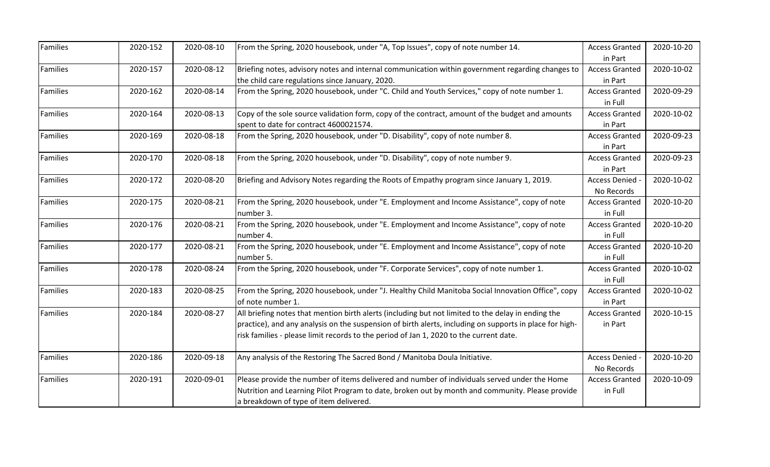| Families | 2020-152 | 2020-08-10 | From the Spring, 2020 housebook, under "A, Top Issues", copy of note number 14. | Access Granted in Part | 2020-10-20 |
|---|---|---|---|---|---|
| Families | 2020-157 | 2020-08-12 | Briefing notes, advisory notes and internal communication within government regarding changes to the child care regulations since January, 2020. | Access Granted in Part | 2020-10-02 |
| Families | 2020-162 | 2020-08-14 | From the Spring, 2020 housebook, under "C. Child and Youth Services," copy of note number 1. | Access Granted in Full | 2020-09-29 |
| Families | 2020-164 | 2020-08-13 | Copy of the sole source validation form, copy of the contract, amount of the budget and amounts spent to date for contract 4600021574. | Access Granted in Part | 2020-10-02 |
| Families | 2020-169 | 2020-08-18 | From the Spring, 2020 housebook, under "D. Disability", copy of note number 8. | Access Granted in Part | 2020-09-23 |
| Families | 2020-170 | 2020-08-18 | From the Spring, 2020 housebook, under "D. Disability", copy of note number 9. | Access Granted in Part | 2020-09-23 |
| Families | 2020-172 | 2020-08-20 | Briefing and Advisory Notes regarding the Roots of Empathy program since January 1, 2019. | Access Denied - No Records | 2020-10-02 |
| Families | 2020-175 | 2020-08-21 | From the Spring, 2020 housebook, under "E. Employment and Income Assistance", copy of note number 3. | Access Granted in Full | 2020-10-20 |
| Families | 2020-176 | 2020-08-21 | From the Spring, 2020 housebook, under "E. Employment and Income Assistance", copy of note number 4. | Access Granted in Full | 2020-10-20 |
| Families | 2020-177 | 2020-08-21 | From the Spring, 2020 housebook, under "E. Employment and Income Assistance", copy of note number 5. | Access Granted in Full | 2020-10-20 |
| Families | 2020-178 | 2020-08-24 | From the Spring, 2020 housebook, under "F. Corporate Services", copy of note number 1. | Access Granted in Full | 2020-10-02 |
| Families | 2020-183 | 2020-08-25 | From the Spring, 2020 housebook, under "J. Healthy Child Manitoba Social Innovation Office", copy of note number 1. | Access Granted in Part | 2020-10-02 |
| Families | 2020-184 | 2020-08-27 | All briefing notes that mention birth alerts (including but not limited to the delay in ending the practice), and any analysis on the suspension of birth alerts, including on supports in place for high-risk families - please limit records to the period of Jan 1, 2020 to the current date. | Access Granted in Part | 2020-10-15 |
| Families | 2020-186 | 2020-09-18 | Any analysis of the Restoring The Sacred Bond / Manitoba Doula Initiative. | Access Denied - No Records | 2020-10-20 |
| Families | 2020-191 | 2020-09-01 | Please provide the number of items delivered and number of individuals served under the Home Nutrition and Learning Pilot Program to date, broken out by month and community. Please provide a breakdown of type of item delivered. | Access Granted in Full | 2020-10-09 |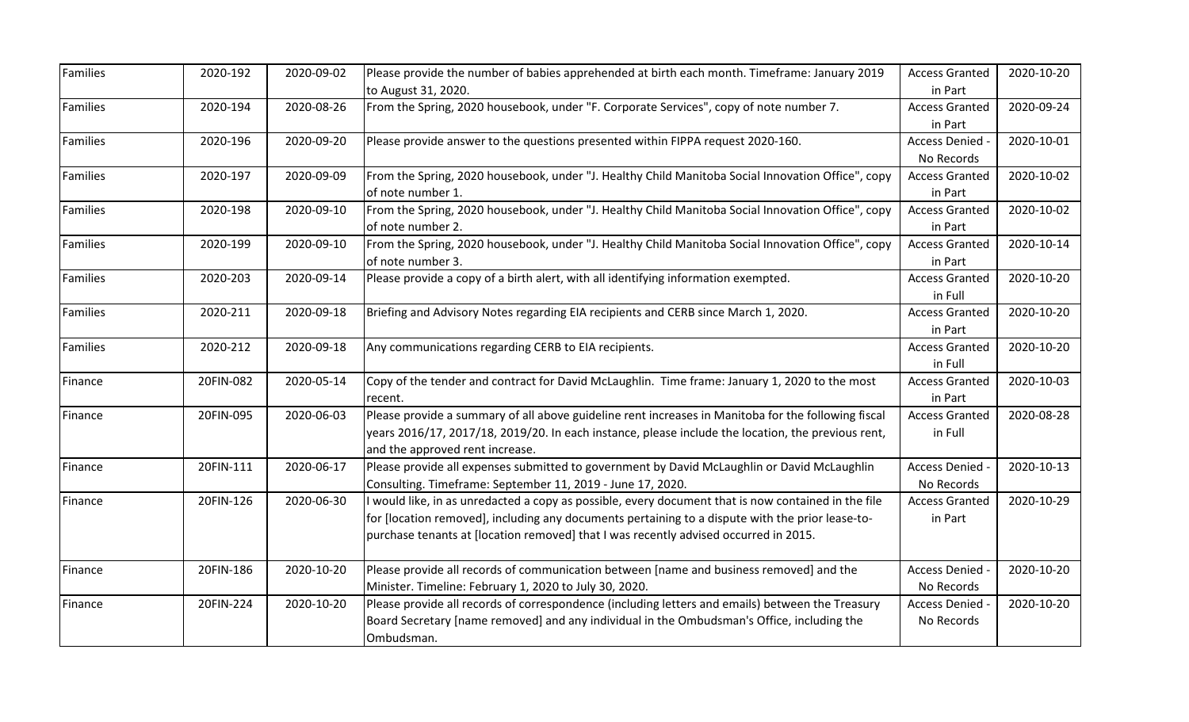| Families | 2020-192 | 2020-09-02 | Please provide the number of babies apprehended at birth each month. Timeframe: January 2019 to August 31, 2020. | Access Granted in Part | 2020-10-20 |
|---|---|---|---|---|---|
| Families | 2020-194 | 2020-08-26 | From the Spring, 2020 housebook, under "F. Corporate Services", copy of note number 7. | Access Granted in Part | 2020-09-24 |
| Families | 2020-196 | 2020-09-20 | Please provide answer to the questions presented within FIPPA request 2020-160. | Access Denied - No Records | 2020-10-01 |
| Families | 2020-197 | 2020-09-09 | From the Spring, 2020 housebook, under "J. Healthy Child Manitoba Social Innovation Office", copy of note number 1. | Access Granted in Part | 2020-10-02 |
| Families | 2020-198 | 2020-09-10 | From the Spring, 2020 housebook, under "J. Healthy Child Manitoba Social Innovation Office", copy of note number 2. | Access Granted in Part | 2020-10-02 |
| Families | 2020-199 | 2020-09-10 | From the Spring, 2020 housebook, under "J. Healthy Child Manitoba Social Innovation Office", copy of note number 3. | Access Granted in Part | 2020-10-14 |
| Families | 2020-203 | 2020-09-14 | Please provide a copy of a birth alert, with all identifying information exempted. | Access Granted in Full | 2020-10-20 |
| Families | 2020-211 | 2020-09-18 | Briefing and Advisory Notes regarding EIA recipients and CERB since March 1, 2020. | Access Granted in Part | 2020-10-20 |
| Families | 2020-212 | 2020-09-18 | Any communications regarding CERB to EIA recipients. | Access Granted in Full | 2020-10-20 |
| Finance | 20FIN-082 | 2020-05-14 | Copy of the tender and contract for David McLaughlin. Time frame: January 1, 2020 to the most recent. | Access Granted in Part | 2020-10-03 |
| Finance | 20FIN-095 | 2020-06-03 | Please provide a summary of all above guideline rent increases in Manitoba for the following fiscal years 2016/17, 2017/18, 2019/20. In each instance, please include the location, the previous rent, and the approved rent increase. | Access Granted in Full | 2020-08-28 |
| Finance | 20FIN-111 | 2020-06-17 | Please provide all expenses submitted to government by David McLaughlin or David McLaughlin Consulting. Timeframe: September 11, 2019 - June 17, 2020. | Access Denied - No Records | 2020-10-13 |
| Finance | 20FIN-126 | 2020-06-30 | I would like, in as unredacted a copy as possible, every document that is now contained in the file for [location removed], including any documents pertaining to a dispute with the prior lease-to-purchase tenants at [location removed] that I was recently advised occurred in 2015. | Access Granted in Part | 2020-10-29 |
| Finance | 20FIN-186 | 2020-10-20 | Please provide all records of communication between [name and business removed] and the Minister. Timeline: February 1, 2020 to July 30, 2020. | Access Denied - No Records | 2020-10-20 |
| Finance | 20FIN-224 | 2020-10-20 | Please provide all records of correspondence (including letters and emails) between the Treasury Board Secretary [name removed] and any individual in the Ombudsman's Office, including the Ombudsman. | Access Denied - No Records | 2020-10-20 |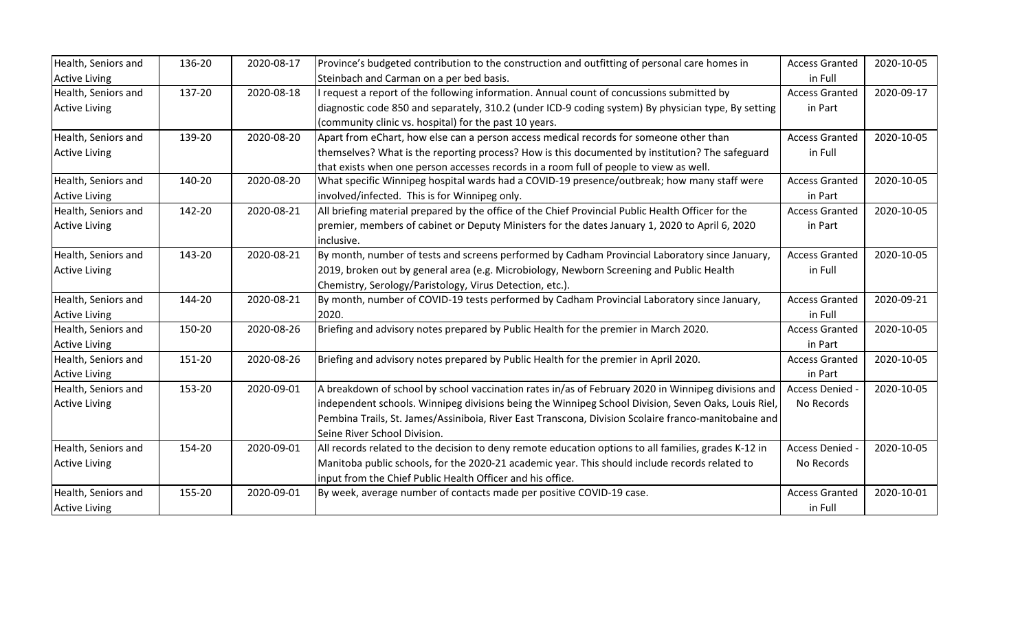| Health, Seniors and Active Living | 136-20 | 2020-08-17 | Province's budgeted contribution to the construction and outfitting of personal care homes in Steinbach and Carman on a per bed basis. | Access Granted in Full | 2020-10-05 |
|---|---|---|---|---|---|
| Health, Seniors and Active Living | 137-20 | 2020-08-18 | I request a report of the following information. Annual count of concussions submitted by diagnostic code 850 and separately, 310.2 (under ICD-9 coding system) By physician type, By setting (community clinic vs. hospital) for the past 10 years. | Access Granted in Part | 2020-09-17 |
| Health, Seniors and Active Living | 139-20 | 2020-08-20 | Apart from eChart, how else can a person access medical records for someone other than themselves? What is the reporting process? How is this documented by institution? The safeguard that exists when one person accesses records in a room full of people to view as well. | Access Granted in Full | 2020-10-05 |
| Health, Seniors and Active Living | 140-20 | 2020-08-20 | What specific Winnipeg hospital wards had a COVID-19 presence/outbreak; how many staff were involved/infected. This is for Winnipeg only. | Access Granted in Part | 2020-10-05 |
| Health, Seniors and Active Living | 142-20 | 2020-08-21 | All briefing material prepared by the office of the Chief Provincial Public Health Officer for the premier, members of cabinet or Deputy Ministers for the dates January 1, 2020 to April 6, 2020 inclusive. | Access Granted in Part | 2020-10-05 |
| Health, Seniors and Active Living | 143-20 | 2020-08-21 | By month, number of tests and screens performed by Cadham Provincial Laboratory since January, 2019, broken out by general area (e.g. Microbiology, Newborn Screening and Public Health Chemistry, Serology/Paristology, Virus Detection, etc.). | Access Granted in Full | 2020-10-05 |
| Health, Seniors and Active Living | 144-20 | 2020-08-21 | By month, number of COVID-19 tests performed by Cadham Provincial Laboratory since January, 2020. | Access Granted in Full | 2020-09-21 |
| Health, Seniors and Active Living | 150-20 | 2020-08-26 | Briefing and advisory notes prepared by Public Health for the premier in March 2020. | Access Granted in Part | 2020-10-05 |
| Health, Seniors and Active Living | 151-20 | 2020-08-26 | Briefing and advisory notes prepared by Public Health for the premier in April 2020. | Access Granted in Part | 2020-10-05 |
| Health, Seniors and Active Living | 153-20 | 2020-09-01 | A breakdown of school by school vaccination rates in/as of February 2020 in Winnipeg divisions and independent schools. Winnipeg divisions being the Winnipeg School Division, Seven Oaks, Louis Riel, Pembina Trails, St. James/Assiniboia, River East Transcona, Division Scolaire franco-manitobaine and Seine River School Division. | Access Denied - No Records | 2020-10-05 |
| Health, Seniors and Active Living | 154-20 | 2020-09-01 | All records related to the decision to deny remote education options to all families, grades K-12 in Manitoba public schools, for the 2020-21 academic year. This should include records related to input from the Chief Public Health Officer and his office. | Access Denied - No Records | 2020-10-05 |
| Health, Seniors and Active Living | 155-20 | 2020-09-01 | By week, average number of contacts made per positive COVID-19 case. | Access Granted in Full | 2020-10-01 |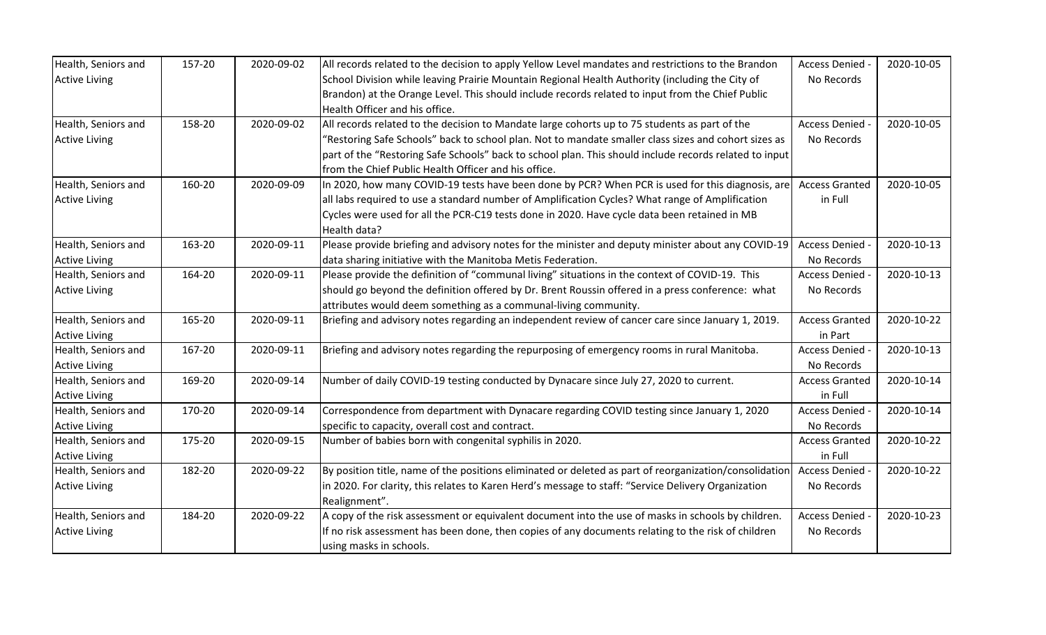| | | | | | |
|---|---|---|---|---|---|
| Health, Seniors and Active Living | 157-20 | 2020-09-02 | All records related to the decision to apply Yellow Level mandates and restrictions to the Brandon School Division while leaving Prairie Mountain Regional Health Authority (including the City of Brandon) at the Orange Level. This should include records related to input from the Chief Public Health Officer and his office. | Access Denied - No Records | 2020-10-05 |
| Health, Seniors and Active Living | 158-20 | 2020-09-02 | All records related to the decision to Mandate large cohorts up to 75 students as part of the "Restoring Safe Schools" back to school plan. Not to mandate smaller class sizes and cohort sizes as part of the "Restoring Safe Schools" back to school plan. This should include records related to input from the Chief Public Health Officer and his office. | Access Denied - No Records | 2020-10-05 |
| Health, Seniors and Active Living | 160-20 | 2020-09-09 | In 2020, how many COVID-19 tests have been done by PCR? When PCR is used for this diagnosis, are all labs required to use a standard number of Amplification Cycles? What range of Amplification Cycles were used for all the PCR-C19 tests done in 2020. Have cycle data been retained in MB Health data? | Access Granted in Full | 2020-10-05 |
| Health, Seniors and Active Living | 163-20 | 2020-09-11 | Please provide briefing and advisory notes for the minister and deputy minister about any COVID-19 data sharing initiative with the Manitoba Metis Federation. | Access Denied - No Records | 2020-10-13 |
| Health, Seniors and Active Living | 164-20 | 2020-09-11 | Please provide the definition of "communal living" situations in the context of COVID-19. This should go beyond the definition offered by Dr. Brent Roussin offered in a press conference: what attributes would deem something as a communal-living community. | Access Denied - No Records | 2020-10-13 |
| Health, Seniors and Active Living | 165-20 | 2020-09-11 | Briefing and advisory notes regarding an independent review of cancer care since January 1, 2019. | Access Granted in Part | 2020-10-22 |
| Health, Seniors and Active Living | 167-20 | 2020-09-11 | Briefing and advisory notes regarding the repurposing of emergency rooms in rural Manitoba. | Access Denied - No Records | 2020-10-13 |
| Health, Seniors and Active Living | 169-20 | 2020-09-14 | Number of daily COVID-19 testing conducted by Dynacare since July 27, 2020 to current. | Access Granted in Full | 2020-10-14 |
| Health, Seniors and Active Living | 170-20 | 2020-09-14 | Correspondence from department with Dynacare regarding COVID testing since January 1, 2020 specific to capacity, overall cost and contract. | Access Denied - No Records | 2020-10-14 |
| Health, Seniors and Active Living | 175-20 | 2020-09-15 | Number of babies born with congenital syphilis in 2020. | Access Granted in Full | 2020-10-22 |
| Health, Seniors and Active Living | 182-20 | 2020-09-22 | By position title, name of the positions eliminated or deleted as part of reorganization/consolidation in 2020. For clarity, this relates to Karen Herd's message to staff: "Service Delivery Organization Realignment". | Access Denied - No Records | 2020-10-22 |
| Health, Seniors and Active Living | 184-20 | 2020-09-22 | A copy of the risk assessment or equivalent document into the use of masks in schools by children. If no risk assessment has been done, then copies of any documents relating to the risk of children using masks in schools. | Access Denied - No Records | 2020-10-23 |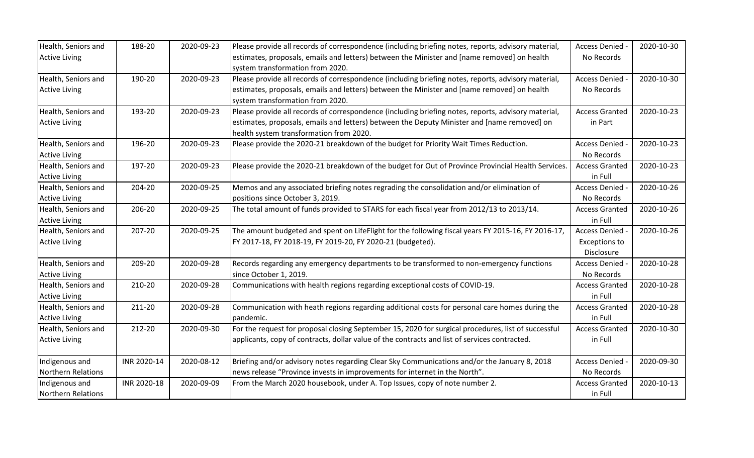| | | | | | |
|---|---|---|---|---|---|
| Health, Seniors and Active Living | 188-20 | 2020-09-23 | Please provide all records of correspondence (including briefing notes, reports, advisory material, estimates, proposals, emails and letters) between the Minister and [name removed] on health system transformation from 2020. | Access Denied - No Records | 2020-10-30 |
| Health, Seniors and Active Living | 190-20 | 2020-09-23 | Please provide all records of correspondence (including briefing notes, reports, advisory material, estimates, proposals, emails and letters) between the Minister and [name removed] on health system transformation from 2020. | Access Denied - No Records | 2020-10-30 |
| Health, Seniors and Active Living | 193-20 | 2020-09-23 | Please provide all records of correspondence (including briefing notes, reports, advisory material, estimates, proposals, emails and letters) between the Deputy Minister and [name removed] on health system transformation from 2020. | Access Granted in Part | 2020-10-23 |
| Health, Seniors and Active Living | 196-20 | 2020-09-23 | Please provide the 2020-21 breakdown of the budget for Priority Wait Times Reduction. | Access Denied - No Records | 2020-10-23 |
| Health, Seniors and Active Living | 197-20 | 2020-09-23 | Please provide the 2020-21 breakdown of the budget for Out of Province Provincial Health Services. | Access Granted in Full | 2020-10-23 |
| Health, Seniors and Active Living | 204-20 | 2020-09-25 | Memos and any associated briefing notes regrading the consolidation and/or elimination of positions since October 3, 2019. | Access Denied - No Records | 2020-10-26 |
| Health, Seniors and Active Living | 206-20 | 2020-09-25 | The total amount of funds provided to STARS for each fiscal year from 2012/13 to 2013/14. | Access Granted in Full | 2020-10-26 |
| Health, Seniors and Active Living | 207-20 | 2020-09-25 | The amount budgeted and spent on LifeFlight for the following fiscal years FY 2015-16, FY 2016-17, FY 2017-18, FY 2018-19, FY 2019-20, FY 2020-21 (budgeted). | Access Denied - Exceptions to Disclosure | 2020-10-26 |
| Health, Seniors and Active Living | 209-20 | 2020-09-28 | Records regarding any emergency departments to be transformed to non-emergency functions since October 1, 2019. | Access Denied - No Records | 2020-10-28 |
| Health, Seniors and Active Living | 210-20 | 2020-09-28 | Communications with health regions regarding exceptional costs of COVID-19. | Access Granted in Full | 2020-10-28 |
| Health, Seniors and Active Living | 211-20 | 2020-09-28 | Communication with heath regions regarding additional costs for personal care homes during the pandemic. | Access Granted in Full | 2020-10-28 |
| Health, Seniors and Active Living | 212-20 | 2020-09-30 | For the request for proposal closing September 15, 2020 for surgical procedures, list of successful applicants, copy of contracts, dollar value of the contracts and list of services contracted. | Access Granted in Full | 2020-10-30 |
| Indigenous and Northern Relations | INR 2020-14 | 2020-08-12 | Briefing and/or advisory notes regarding Clear Sky Communications and/or the January 8, 2018 news release "Province invests in improvements for internet in the North". | Access Denied - No Records | 2020-09-30 |
| Indigenous and Northern Relations | INR 2020-18 | 2020-09-09 | From the March 2020 housebook, under A. Top Issues, copy of note number 2. | Access Granted in Full | 2020-10-13 |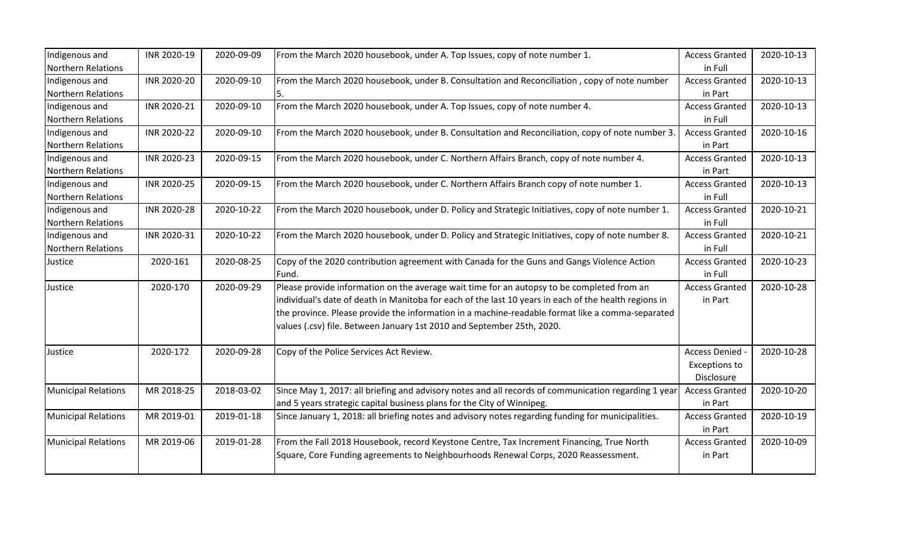| | | | | | |
|---|---|---|---|---|---|
| Indigenous and Northern Relations | INR 2020-19 | 2020-09-09 | From the March 2020 housebook, under A. Top Issues, copy of note number 1. | Access Granted in Full | 2020-10-13 |
| Indigenous and Northern Relations | INR 2020-20 | 2020-09-10 | From the March 2020 housebook, under B. Consultation and Reconciliation , copy of note number 5. | Access Granted in Part | 2020-10-13 |
| Indigenous and Northern Relations | INR 2020-21 | 2020-09-10 | From the March 2020 housebook, under A. Top Issues, copy of note number 4. | Access Granted in Full | 2020-10-13 |
| Indigenous and Northern Relations | INR 2020-22 | 2020-09-10 | From the March 2020 housebook, under B. Consultation and Reconciliation, copy of note number 3. | Access Granted in Part | 2020-10-16 |
| Indigenous and Northern Relations | INR 2020-23 | 2020-09-15 | From the March 2020 housebook, under C. Northern Affairs Branch, copy of note number 4. | Access Granted in Part | 2020-10-13 |
| Indigenous and Northern Relations | INR 2020-25 | 2020-09-15 | From the March 2020 housebook, under C. Northern Affairs Branch copy of note number 1. | Access Granted in Full | 2020-10-13 |
| Indigenous and Northern Relations | INR 2020-28 | 2020-10-22 | From the March 2020 housebook, under D. Policy and Strategic Initiatives, copy of note number 1. | Access Granted in Full | 2020-10-21 |
| Indigenous and Northern Relations | INR 2020-31 | 2020-10-22 | From the March 2020 housebook, under D. Policy and Strategic Initiatives, copy of note number 8. | Access Granted in Full | 2020-10-21 |
| Justice | 2020-161 | 2020-08-25 | Copy of the 2020 contribution agreement with Canada for the Guns and Gangs Violence Action Fund. | Access Granted in Full | 2020-10-23 |
| Justice | 2020-170 | 2020-09-29 | Please provide information on the average wait time for an autopsy to be completed from an individual's date of death in Manitoba for each of the last 10 years in each of the health regions in the province. Please provide the information in a machine-readable format like a comma-separated values (.csv) file. Between January 1st 2010 and September 25th, 2020. | Access Granted in Part | 2020-10-28 |
| Justice | 2020-172 | 2020-09-28 | Copy of the Police Services Act Review. | Access Denied - Exceptions to Disclosure | 2020-10-28 |
| Municipal Relations | MR 2018-25 | 2018-03-02 | Since May 1, 2017: all briefing and advisory notes and all records of communication regarding 1 year and 5 years strategic capital business plans for the City of Winnipeg. | Access Granted in Part | 2020-10-20 |
| Municipal Relations | MR 2019-01 | 2019-01-18 | Since January 1, 2018: all briefing notes and advisory notes regarding funding for municipalities. | Access Granted in Part | 2020-10-19 |
| Municipal Relations | MR 2019-06 | 2019-01-28 | From the Fall 2018 Housebook, record Keystone Centre, Tax Increment Financing, True North Square, Core Funding agreements to Neighbourhoods Renewal Corps, 2020 Reassessment. | Access Granted in Part | 2020-10-09 |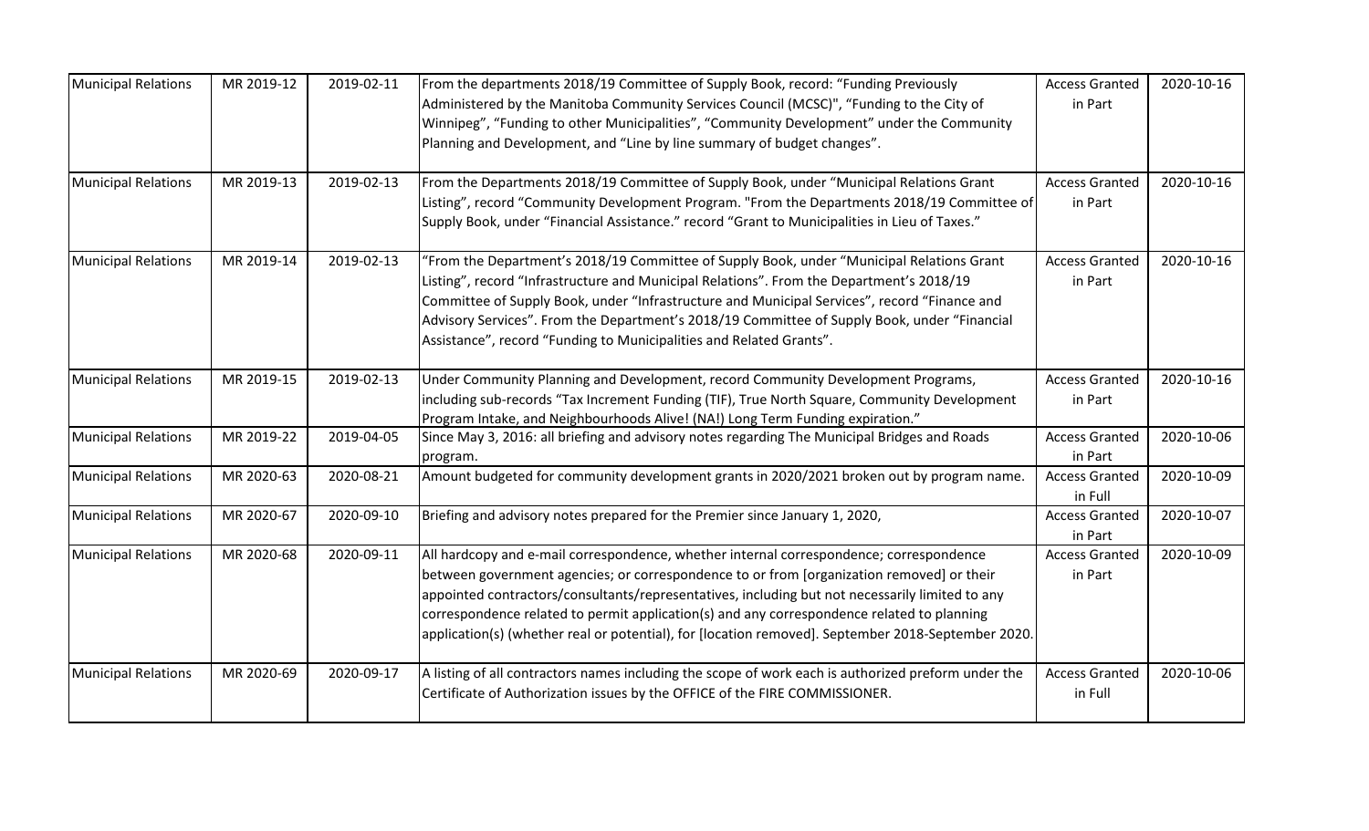| Municipal Relations | MR 2019-12 | 2019-02-11 | From the departments 2018/19 Committee of Supply Book, record: "Funding Previously Administered by the Manitoba Community Services Council (MCSC)", "Funding to the City of Winnipeg", "Funding to other Municipalities", "Community Development" under the Community Planning and Development, and "Line by line summary of budget changes". | Access Granted in Part | 2020-10-16 |
|---|---|---|---|---|---|
| Municipal Relations | MR 2019-13 | 2019-02-13 | From the Departments 2018/19 Committee of Supply Book, under "Municipal Relations Grant Listing", record "Community Development Program. "From the Departments 2018/19 Committee of Supply Book, under "Financial Assistance." record "Grant to Municipalities in Lieu of Taxes." | Access Granted in Part | 2020-10-16 |
| Municipal Relations | MR 2019-14 | 2019-02-13 | "From the Department's 2018/19 Committee of Supply Book, under "Municipal Relations Grant Listing", record "Infrastructure and Municipal Relations". From the Department's 2018/19 Committee of Supply Book, under "Infrastructure and Municipal Services", record "Finance and Advisory Services". From the Department's 2018/19 Committee of Supply Book, under "Financial Assistance", record "Funding to Municipalities and Related Grants". | Access Granted in Part | 2020-10-16 |
| Municipal Relations | MR 2019-15 | 2019-02-13 | Under Community Planning and Development, record Community Development Programs, including sub-records "Tax Increment Funding (TIF), True North Square, Community Development Program Intake, and Neighbourhoods Alive! (NA!) Long Term Funding expiration." | Access Granted in Part | 2020-10-16 |
| Municipal Relations | MR 2019-22 | 2019-04-05 | Since May 3, 2016: all briefing and advisory notes regarding The Municipal Bridges and Roads program. | Access Granted in Part | 2020-10-06 |
| Municipal Relations | MR 2020-63 | 2020-08-21 | Amount budgeted for community development grants in 2020/2021 broken out by program name. | Access Granted in Full | 2020-10-09 |
| Municipal Relations | MR 2020-67 | 2020-09-10 | Briefing and advisory notes prepared for the Premier since January 1, 2020, | Access Granted in Part | 2020-10-07 |
| Municipal Relations | MR 2020-68 | 2020-09-11 | All hardcopy and e-mail correspondence, whether internal correspondence; correspondence between government agencies; or correspondence to or from [organization removed] or their appointed contractors/consultants/representatives, including but not necessarily limited to any correspondence related to permit application(s) and any correspondence related to planning application(s) (whether real or potential), for [location removed]. September 2018-September 2020. | Access Granted in Part | 2020-10-09 |
| Municipal Relations | MR 2020-69 | 2020-09-17 | A listing of all contractors names including the scope of work each is authorized preform under the Certificate of Authorization issues by the OFFICE of the FIRE COMMISSIONER. | Access Granted in Full | 2020-10-06 |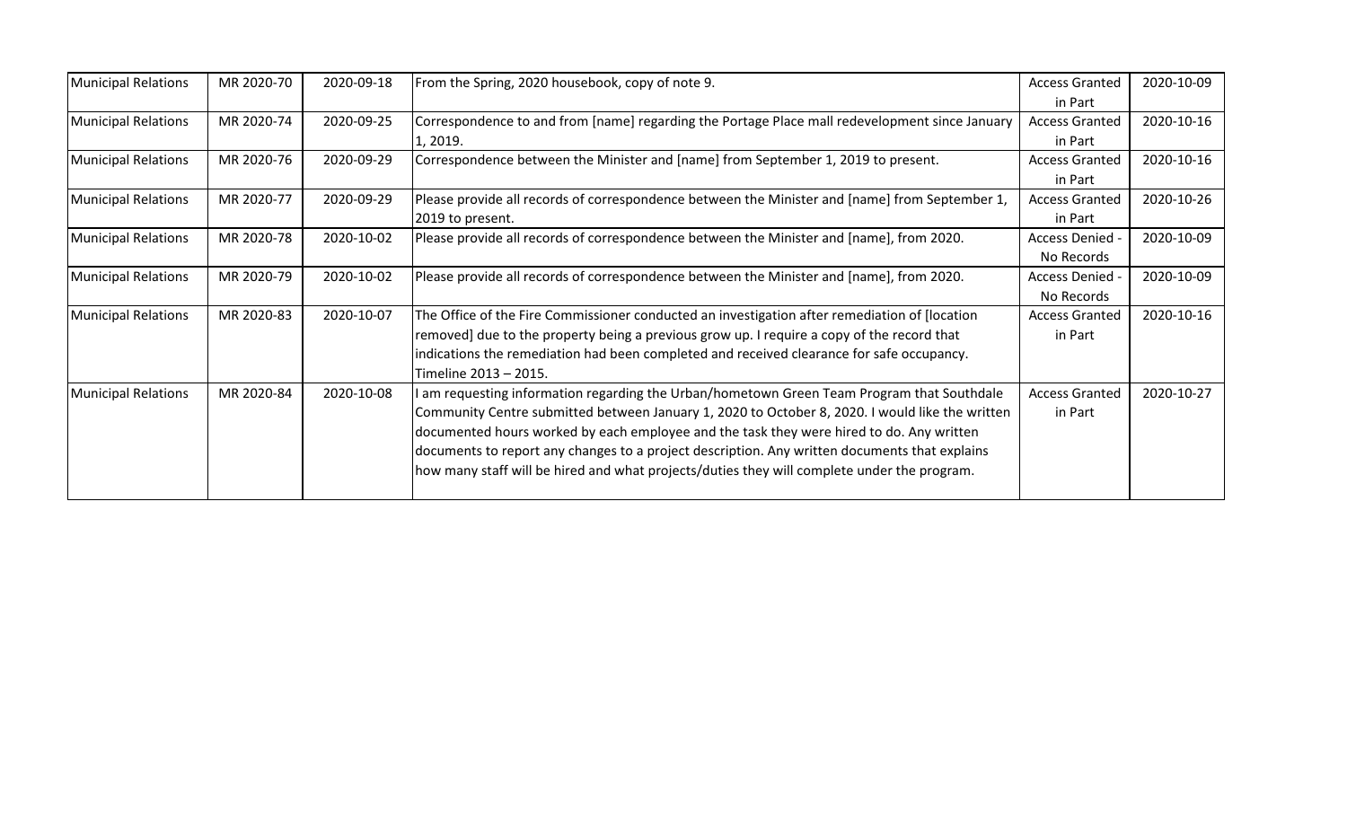| | | | | | |
|---|---|---|---|---|---|
| Municipal Relations | MR 2020-70 | 2020-09-18 | From the Spring, 2020 housebook, copy of note 9. | Access Granted in Part | 2020-10-09 |
| Municipal Relations | MR 2020-74 | 2020-09-25 | Correspondence to and from [name] regarding the Portage Place mall redevelopment since January 1, 2019. | Access Granted in Part | 2020-10-16 |
| Municipal Relations | MR 2020-76 | 2020-09-29 | Correspondence between the Minister and [name] from September 1, 2019 to present. | Access Granted in Part | 2020-10-16 |
| Municipal Relations | MR 2020-77 | 2020-09-29 | Please provide all records of correspondence between the Minister and [name] from September 1, 2019 to present. | Access Granted in Part | 2020-10-26 |
| Municipal Relations | MR 2020-78 | 2020-10-02 | Please provide all records of correspondence between the Minister and [name], from 2020. | Access Denied - No Records | 2020-10-09 |
| Municipal Relations | MR 2020-79 | 2020-10-02 | Please provide all records of correspondence between the Minister and [name], from 2020. | Access Denied - No Records | 2020-10-09 |
| Municipal Relations | MR 2020-83 | 2020-10-07 | The Office of the Fire Commissioner conducted an investigation after remediation of [location removed] due to the property being a previous grow up. I require a copy of the record that indications the remediation had been completed and received clearance for safe occupancy. Timeline 2013 – 2015. | Access Granted in Part | 2020-10-16 |
| Municipal Relations | MR 2020-84 | 2020-10-08 | I am requesting information regarding the Urban/hometown Green Team Program that Southdale Community Centre submitted between January 1, 2020 to October 8, 2020. I would like the written documented hours worked by each employee and the task they were hired to do. Any written documents to report any changes to a project description. Any written documents that explains how many staff will be hired and what projects/duties they will complete under the program. | Access Granted in Part | 2020-10-27 |